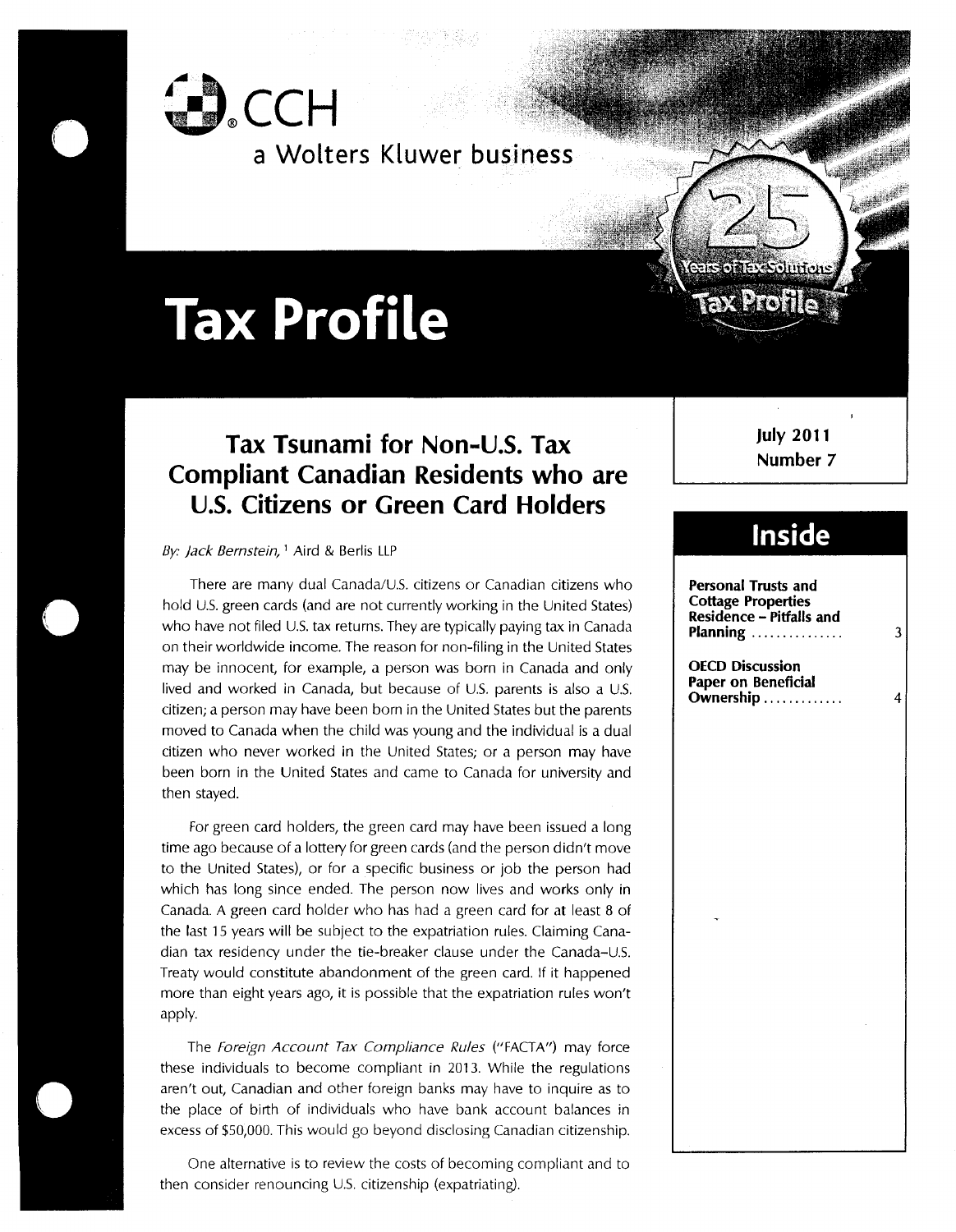CCH

a Wolters Kluwer business

# Tax Profile

July 2011
Number 7

## Tax Tsunami for Non-U.S. Tax Compliant Canadian Residents who are U.S. Citizens or Green Card Holders

*By: Jack Bernstein,*[1] Aird & Berlis LLP

There are many dual Canada/U.S. citizens or Canadian citizens who hold U.S. green cards (and are not currently working in the United States) who have not filed U.S. tax returns. They are typically paying tax in Canada on their worldwide income. The reason for non-filing in the United States may be innocent, for example, a person was born in Canada and only lived and worked in Canada, but because of U.S. parents is also a U.S. citizen; a person may have been born in the United States but the parents moved to Canada when the child was young and the individual is a dual citizen who never worked in the United States; or a person may have been born in the United States and came to Canada for university and then stayed.

For green card holders, the green card may have been issued a long time ago because of a lottery for green cards (and the person didn't move to the United States), or for a specific business or job the person had which has long since ended. The person now lives and works only in Canada. A green card holder who has had a green card for at least 8 of the last 15 years will be subject to the expatriation rules. Claiming Canadian tax residency under the tie-breaker clause under the Canada–U.S. Treaty would constitute abandonment of the green card. If it happened more than eight years ago, it is possible that the expatriation rules won't apply.

The *Foreign Account Tax Compliance Rules* ("FACTA") may force these individuals to become compliant in 2013. While the regulations aren't out, Canadian and other foreign banks may have to inquire as to the place of birth of individuals who have bank account balances in excess of $50,000. This would go beyond disclosing Canadian citizenship.

One alternative is to review the costs of becoming compliant and to then consider renouncing U.S. citizenship (expatriating).

## Inside

| | |
|---|---|
| **Personal Trusts and Cottage Properties Residence – Pitfalls and Planning** | 3 |
| **OECD Discussion Paper on Beneficial Ownership** | 4 |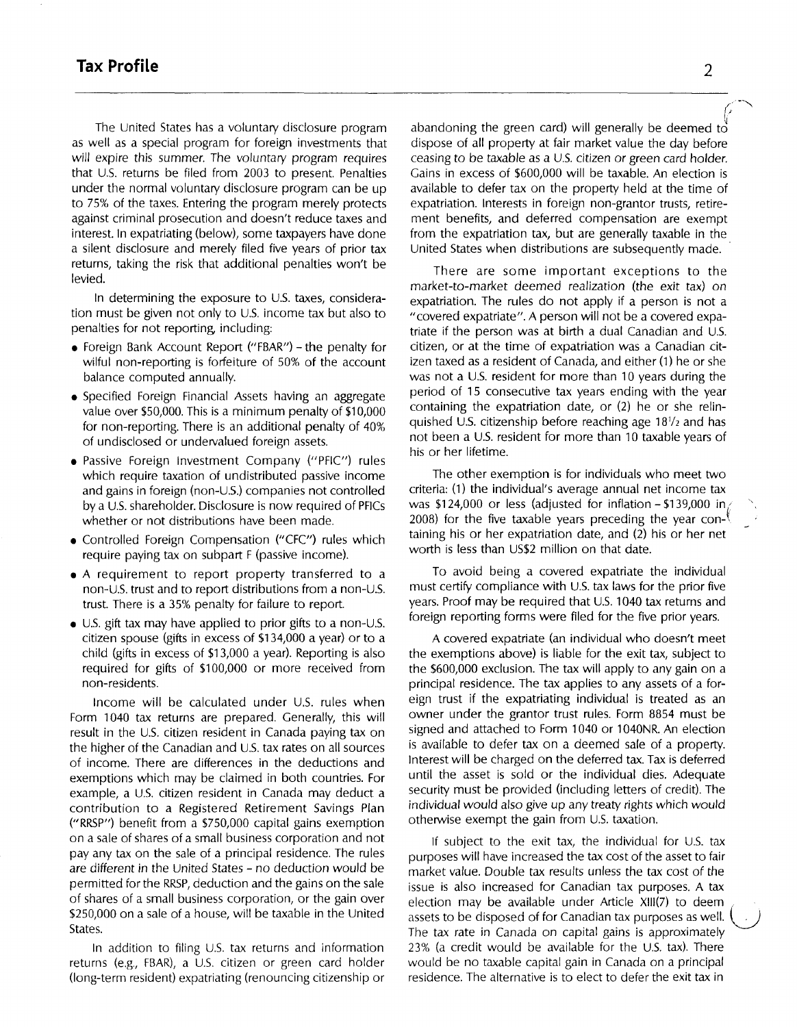The United States has a voluntary disclosure program as well as a special program for foreign investments that will expire this summer. The voluntary program requires that U.S. returns be filed from 2003 to present. Penalties under the normal voluntary disclosure program can be up to 75% of the taxes. Entering the program merely protects against criminal prosecution and doesn't reduce taxes and interest. In expatriating (below), some taxpayers have done a silent disclosure and merely filed five years of prior tax returns, taking the risk that additional penalties won't be levied.

In determining the exposure to U.S. taxes, consideration must be given not only to U.S. income tax but also to penalties for not reporting, including:

- Foreign Bank Account Report ("FBAR") – the penalty for wilful non-reporting is forfeiture of 50% of the account balance computed annually.
- Specified Foreign Financial Assets having an aggregate value over $50,000. This is a minimum penalty of $10,000 for non-reporting. There is an additional penalty of 40% of undisclosed or undervalued foreign assets.
- Passive Foreign Investment Company ("PFIC") rules which require taxation of undistributed passive income and gains in foreign (non-U.S.) companies not controlled by a U.S. shareholder. Disclosure is now required of PFICs whether or not distributions have been made.
- Controlled Foreign Compensation ("CFC") rules which require paying tax on subpart F (passive income).
- A requirement to report property transferred to a non-U.S. trust and to report distributions from a non-U.S. trust. There is a 35% penalty for failure to report.
- U.S. gift tax may have applied to prior gifts to a non-U.S. citizen spouse (gifts in excess of $134,000 a year) or to a child (gifts in excess of $13,000 a year). Reporting is also required for gifts of $100,000 or more received from non-residents.

Income will be calculated under U.S. rules when Form 1040 tax returns are prepared. Generally, this will result in the U.S. citizen resident in Canada paying tax on the higher of the Canadian and U.S. tax rates on all sources of income. There are differences in the deductions and exemptions which may be claimed in both countries. For example, a U.S. citizen resident in Canada may deduct a contribution to a Registered Retirement Savings Plan ("RRSP") benefit from a $750,000 capital gains exemption on a sale of shares of a small business corporation and not pay any tax on the sale of a principal residence. The rules are different in the United States – no deduction would be permitted for the RRSP, deduction and the gains on the sale of shares of a small business corporation, or the gain over $250,000 on a sale of a house, will be taxable in the United States.

In addition to filing U.S. tax returns and information returns (e.g., FBAR), a U.S. citizen or green card holder (long-term resident) expatriating (renouncing citizenship or abandoning the green card) will generally be deemed to dispose of all property at fair market value the day before ceasing to be taxable as a U.S. citizen or green card holder. Gains in excess of $600,000 will be taxable. An election is available to defer tax on the property held at the time of expatriation. Interests in foreign non-grantor trusts, retirement benefits, and deferred compensation are exempt from the expatriation tax, but are generally taxable in the United States when distributions are subsequently made.

There are some important exceptions to the market-to-market deemed realization (the exit tax) on expatriation. The rules do not apply if a person is not a "covered expatriate". A person will not be a covered expatriate if the person was at birth a dual Canadian and U.S. citizen, or at the time of expatriation was a Canadian citizen taxed as a resident of Canada, and either (1) he or she was not a U.S. resident for more than 10 years during the period of 15 consecutive tax years ending with the year containing the expatriation date, or (2) he or she relinquished U.S. citizenship before reaching age 18½ and has not been a U.S. resident for more than 10 taxable years of his or her lifetime.

The other exemption is for individuals who meet two criteria: (1) the individual's average annual net income tax was $124,000 or less (adjusted for inflation – $139,000 in 2008) for the five taxable years preceding the year containing his or her expatriation date, and (2) his or her net worth is less than US$2 million on that date.

To avoid being a covered expatriate the individual must certify compliance with U.S. tax laws for the prior five years. Proof may be required that U.S. 1040 tax returns and foreign reporting forms were filed for the five prior years.

A covered expatriate (an individual who doesn't meet the exemptions above) is liable for the exit tax, subject to the $600,000 exclusion. The tax will apply to any gain on a principal residence. The tax applies to any assets of a foreign trust if the expatriating individual is treated as an owner under the grantor trust rules. Form 8854 must be signed and attached to Form 1040 or 1040NR. An election is available to defer tax on a deemed sale of a property. Interest will be charged on the deferred tax. Tax is deferred until the asset is sold or the individual dies. Adequate security must be provided (including letters of credit). The individual would also give up any treaty rights which would otherwise exempt the gain from U.S. taxation.

If subject to the exit tax, the individual for U.S. tax purposes will have increased the tax cost of the asset to fair market value. Double tax results unless the tax cost of the issue is also increased for Canadian tax purposes. A tax election may be available under Article XIII(7) to deem assets to be disposed of for Canadian tax purposes as well. The tax rate in Canada on capital gains is approximately 23% (a credit would be available for the U.S. tax). There would be no taxable capital gain in Canada on a principal residence. The alternative is to elect to defer the exit tax in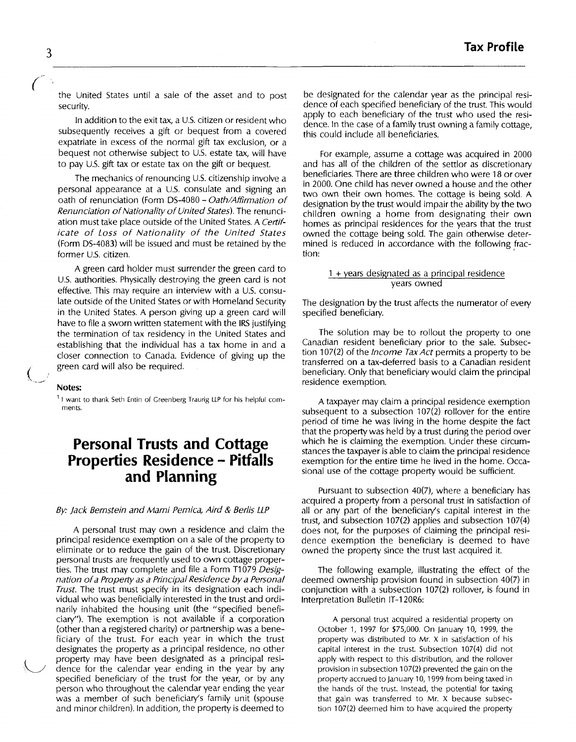the United States until a sale of the asset and to post security.

In addition to the exit tax, a U.S. citizen or resident who subsequently receives a gift or bequest from a covered expatriate in excess of the normal gift tax exclusion, or a bequest not otherwise subject to U.S. estate tax, will have to pay U.S. gift tax or estate tax on the gift or bequest.

The mechanics of renouncing U.S. citizenship involve a personal appearance at a U.S. consulate and signing an oath of renunciation (Form DS-4080 – *Oath/Affirmation of Renunciation of Nationality of United States*). The renunciation must take place outside of the United States. A *Certificate of Loss of Nationality of the United States* (Form DS-4083) will be issued and must be retained by the former U.S. citizen.

A green card holder must surrender the green card to U.S. authorities. Physically destroying the green card is not effective. This may require an interview with a U.S. consulate outside of the United States or with Homeland Security in the United States. A person giving up a green card will have to file a sworn written statement with the IRS justifying the termination of tax residency in the United States and establishing that the individual has a tax home in and a closer connection to Canada. Evidence of giving up the green card will also be required.

**Notes:**

[1] I want to thank Seth Entin of Greenberg Traurig LLP for his helpful comments.

# Personal Trusts and Cottage Properties Residence – Pitfalls and Planning

*By: Jack Bernstein and Marni Pernica, Aird & Berlis LLP*

A personal trust may own a residence and claim the principal residence exemption on a sale of the property to eliminate or to reduce the gain of the trust. Discretionary personal trusts are frequently used to own cottage properties. The trust may complete and file a Form T1079 *Designation of a Property as a Principal Residence by a Personal Trust*. The trust must specify in its designation each individual who was beneficially interested in the trust and ordinarily inhabited the housing unit (the "specified beneficiary"). The exemption is not available if a corporation (other than a registered charity) or partnership was a beneficiary of the trust. For each year in which the trust designates the property as a principal residence, no other property may have been designated as a principal residence for the calendar year ending in the year by any specified beneficiary of the trust for the year, or by any person who throughout the calendar year ending the year was a member of such beneficiary's family unit (spouse and minor children). In addition, the property is deemed to be designated for the calendar year as the principal residence of each specified beneficiary of the trust. This would apply to each beneficiary of the trust who used the residence. In the case of a family trust owning a family cottage, this could include all beneficiaries.

For example, assume a cottage was acquired in 2000 and has all of the children of the settlor as discretionary beneficiaries. There are three children who were 18 or over in 2000. One child has never owned a house and the other two own their own homes. The cottage is being sold. A designation by the trust would impair the ability by the two children owning a home from designating their own homes as principal residences for the years that the trust owned the cottage being sold. The gain otherwise determined is reduced in accordance with the following fraction:

$$\frac{1 + \text{years designated as a principal residence}}{\text{years owned}}$$

The designation by the trust affects the numerator of every specified beneficiary.

The solution may be to rollout the property to one Canadian resident beneficiary prior to the sale. Subsection 107(2) of the *Income Tax Act* permits a property to be transferred on a tax-deferred basis to a Canadian resident beneficiary. Only that beneficiary would claim the principal residence exemption.

A taxpayer may claim a principal residence exemption subsequent to a subsection 107(2) rollover for the entire period of time he was living in the home despite the fact that the property was held by a trust during the period over which he is claiming the exemption. Under these circumstances the taxpayer is able to claim the principal residence exemption for the entire time he lived in the home. Occasional use of the cottage property would be sufficient.

Pursuant to subsection 40(7), where a beneficiary has acquired a property from a personal trust in satisfaction of all or any part of the beneficiary's capital interest in the trust, and subsection 107(2) applies and subsection 107(4) does not, for the purposes of claiming the principal residence exemption the beneficiary is deemed to have owned the property since the trust last acquired it.

The following example, illustrating the effect of the deemed ownership provision found in subsection 40(7) in conjunction with a subsection 107(2) rollover, is found in Interpretation Bulletin IT-120R6:

> A personal trust acquired a residential property on October 1, 1997 for $75,000. On January 10, 1999, the property was distributed to Mr. X in satisfaction of his capital interest in the trust. Subsection 107(4) did not apply with respect to this distribution, and the rollover provision in subsection 107(2) prevented the gain on the property accrued to January 10, 1999 from being taxed in the hands of the trust. Instead, the potential for taxing that gain was transferred to Mr. X because subsection 107(2) deemed him to have acquired the property